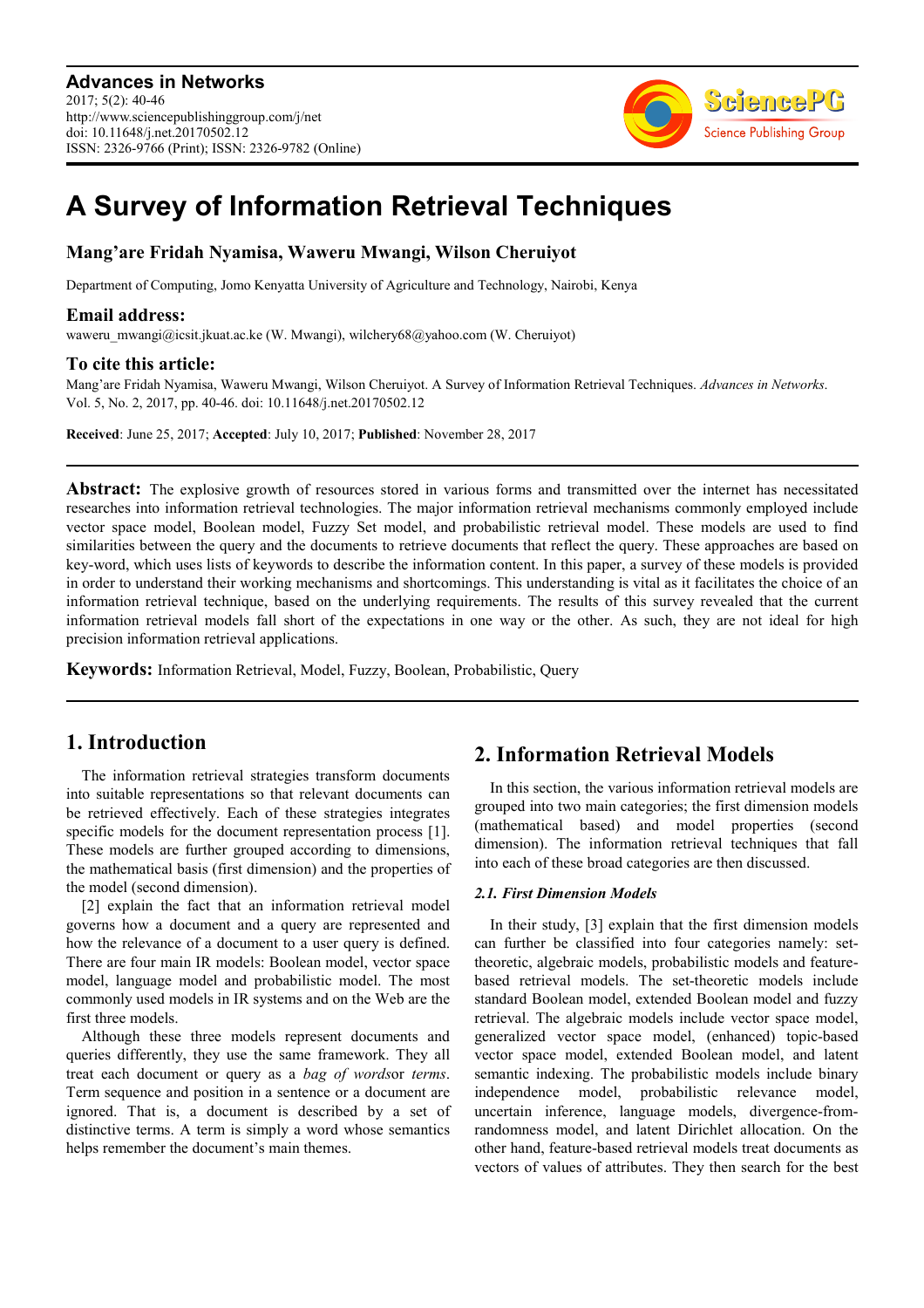# A Survey of Information Retrieval Techniques

**Mang'are Fridah Nyamisa, Waweru Mwangi, Wilson Cheruiyot**

Department of Computing, Jomo Kenyatta University of Agriculture and Technology, Nairobi, Kenya

### Email address:

waweru_mwangi@icsit.jkuat.ac.ke (W. Mwangi), wilchery68@yahoo.com (W. Cheruiyot)

### To cite this article:

Mang'are Fridah Nyamisa, Waweru Mwangi, Wilson Cheruiyot. A Survey of Information Retrieval Techniques. *Advances in Networks*. Vol. 5, No. 2, 2017, pp. 40-46. doi: 10.11648/j.net.20170502.12

**Received**: June 25, 2017; **Accepted**: July 10, 2017; **Published**: November 28, 2017

**Abstract:** The explosive growth of resources stored in various forms and transmitted over the internet has necessitated researches into information retrieval technologies. The major information retrieval mechanisms commonly employed include vector space model, Boolean model, Fuzzy Set model, and probabilistic retrieval model. These models are used to find similarities between the query and the documents to retrieve documents that reflect the query. These approaches are based on key-word, which uses lists of keywords to describe the information content. In this paper, a survey of these models is provided in order to understand their working mechanisms and shortcomings. This understanding is vital as it facilitates the choice of an information retrieval technique, based on the underlying requirements. The results of this survey revealed that the current information retrieval models fall short of the expectations in one way or the other. As such, they are not ideal for high precision information retrieval applications.

**Keywords:** Information Retrieval, Model, Fuzzy, Boolean, Probabilistic, Query

## 1. Introduction

The information retrieval strategies transform documents into suitable representations so that relevant documents can be retrieved effectively. Each of these strategies integrates specific models for the document representation process [1]. These models are further grouped according to dimensions, the mathematical basis (first dimension) and the properties of the model (second dimension).

[2] explain the fact that an information retrieval model governs how a document and a query are represented and how the relevance of a document to a user query is defined. There are four main IR models: Boolean model, vector space model, language model and probabilistic model. The most commonly used models in IR systems and on the Web are the first three models.

Although these three models represent documents and queries differently, they use the same framework. They all treat each document or query as a *bag of words*or *terms*. Term sequence and position in a sentence or a document are ignored. That is, a document is described by a set of distinctive terms. A term is simply a word whose semantics helps remember the document's main themes.

## 2. Information Retrieval Models

In this section, the various information retrieval models are grouped into two main categories; the first dimension models (mathematical based) and model properties (second dimension). The information retrieval techniques that fall into each of these broad categories are then discussed.

### *2.1. First Dimension Models*

In their study, [3] explain that the first dimension models can further be classified into four categories namely: set-theoretic, algebraic models, probabilistic models and feature-based retrieval models. The set-theoretic models include standard Boolean model, extended Boolean model and fuzzy retrieval. The algebraic models include vector space model, generalized vector space model, (enhanced) topic-based vector space model, extended Boolean model, and latent semantic indexing. The probabilistic models include binary independence model, probabilistic relevance model, uncertain inference, language models, divergence-from-randomness model, and latent Dirichlet allocation. On the other hand, feature-based retrieval models treat documents as vectors of values of attributes. They then search for the best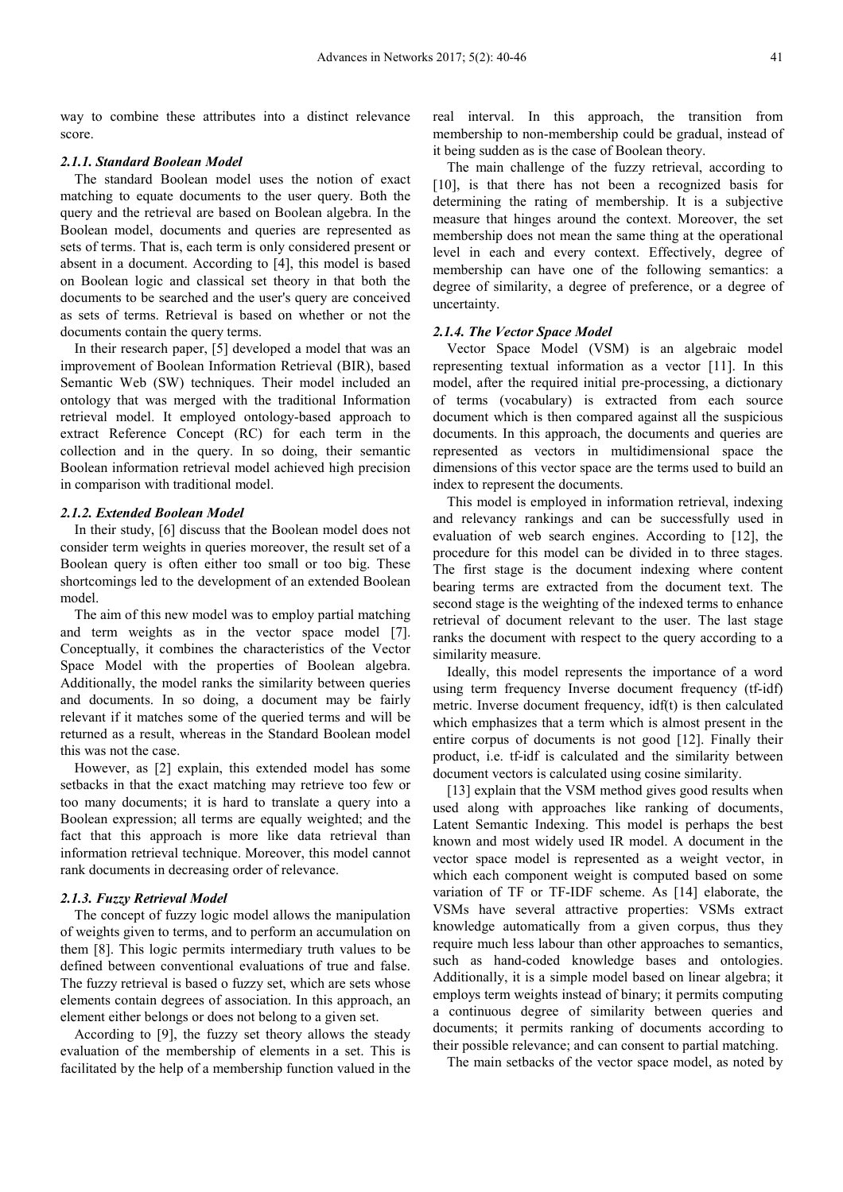way to combine these attributes into a distinct relevance score.

#### 2.1.1. Standard Boolean Model

The standard Boolean model uses the notion of exact matching to equate documents to the user query. Both the query and the retrieval are based on Boolean algebra. In the Boolean model, documents and queries are represented as sets of terms. That is, each term is only considered present or absent in a document. According to [4], this model is based on Boolean logic and classical set theory in that both the documents to be searched and the user's query are conceived as sets of terms. Retrieval is based on whether or not the documents contain the query terms.

In their research paper, [5] developed a model that was an improvement of Boolean Information Retrieval (BIR), based Semantic Web (SW) techniques. Their model included an ontology that was merged with the traditional Information retrieval model. It employed ontology-based approach to extract Reference Concept (RC) for each term in the collection and in the query. In so doing, their semantic Boolean information retrieval model achieved high precision in comparison with traditional model.

#### 2.1.2. Extended Boolean Model

In their study, [6] discuss that the Boolean model does not consider term weights in queries moreover, the result set of a Boolean query is often either too small or too big. These shortcomings led to the development of an extended Boolean model.

The aim of this new model was to employ partial matching and term weights as in the vector space model [7]. Conceptually, it combines the characteristics of the Vector Space Model with the properties of Boolean algebra. Additionally, the model ranks the similarity between queries and documents. In so doing, a document may be fairly relevant if it matches some of the queried terms and will be returned as a result, whereas in the Standard Boolean model this was not the case.

However, as [2] explain, this extended model has some setbacks in that the exact matching may retrieve too few or too many documents; it is hard to translate a query into a Boolean expression; all terms are equally weighted; and the fact that this approach is more like data retrieval than information retrieval technique. Moreover, this model cannot rank documents in decreasing order of relevance.

#### 2.1.3. Fuzzy Retrieval Model

The concept of fuzzy logic model allows the manipulation of weights given to terms, and to perform an accumulation on them [8]. This logic permits intermediary truth values to be defined between conventional evaluations of true and false. The fuzzy retrieval is based o fuzzy set, which are sets whose elements contain degrees of association. In this approach, an element either belongs or does not belong to a given set.

According to [9], the fuzzy set theory allows the steady evaluation of the membership of elements in a set. This is facilitated by the help of a membership function valued in the real interval. In this approach, the transition from membership to non-membership could be gradual, instead of it being sudden as is the case of Boolean theory.

The main challenge of the fuzzy retrieval, according to [10], is that there has not been a recognized basis for determining the rating of membership. It is a subjective measure that hinges around the context. Moreover, the set membership does not mean the same thing at the operational level in each and every context. Effectively, degree of membership can have one of the following semantics: a degree of similarity, a degree of preference, or a degree of uncertainty.

#### 2.1.4. The Vector Space Model

Vector Space Model (VSM) is an algebraic model representing textual information as a vector [11]. In this model, after the required initial pre-processing, a dictionary of terms (vocabulary) is extracted from each source document which is then compared against all the suspicious documents. In this approach, the documents and queries are represented as vectors in multidimensional space the dimensions of this vector space are the terms used to build an index to represent the documents.

This model is employed in information retrieval, indexing and relevancy rankings and can be successfully used in evaluation of web search engines. According to [12], the procedure for this model can be divided in to three stages. The first stage is the document indexing where content bearing terms are extracted from the document text. The second stage is the weighting of the indexed terms to enhance retrieval of document relevant to the user. The last stage ranks the document with respect to the query according to a similarity measure.

Ideally, this model represents the importance of a word using term frequency Inverse document frequency (tf-idf) metric. Inverse document frequency, idf(t) is then calculated which emphasizes that a term which is almost present in the entire corpus of documents is not good [12]. Finally their product, i.e. tf-idf is calculated and the similarity between document vectors is calculated using cosine similarity.

[13] explain that the VSM method gives good results when used along with approaches like ranking of documents, Latent Semantic Indexing. This model is perhaps the best known and most widely used IR model. A document in the vector space model is represented as a weight vector, in which each component weight is computed based on some variation of TF or TF-IDF scheme. As [14] elaborate, the VSMs have several attractive properties: VSMs extract knowledge automatically from a given corpus, thus they require much less labour than other approaches to semantics, such as hand-coded knowledge bases and ontologies. Additionally, it is a simple model based on linear algebra; it employs term weights instead of binary; it permits computing a continuous degree of similarity between queries and documents; it permits ranking of documents according to their possible relevance; and can consent to partial matching.

The main setbacks of the vector space model, as noted by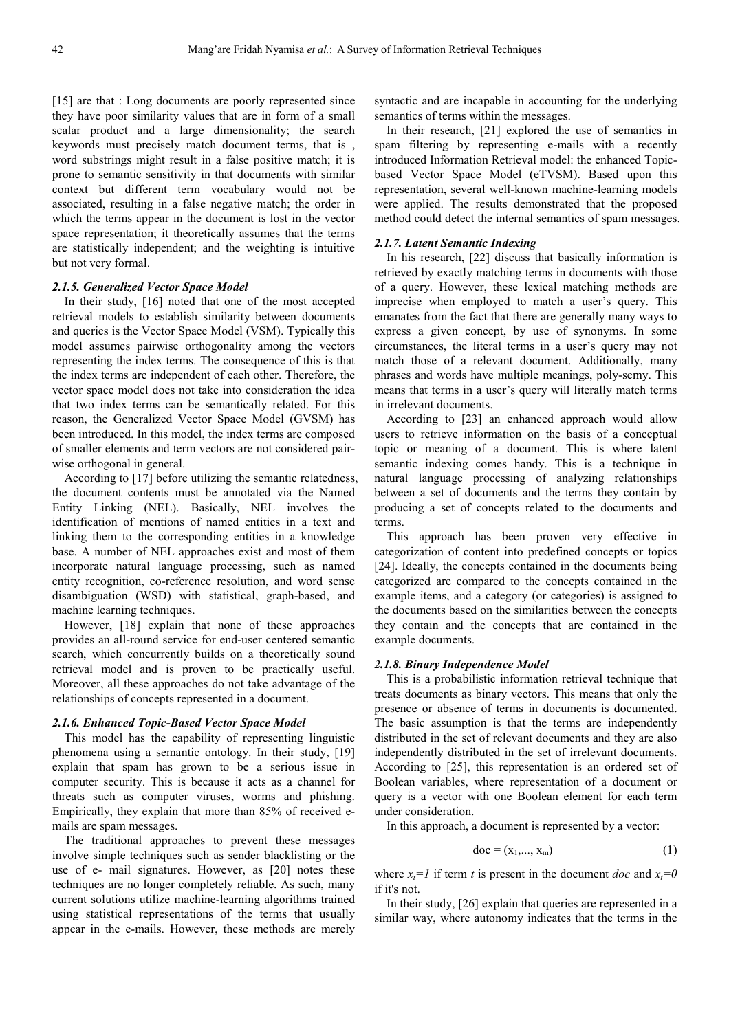[15] are that : Long documents are poorly represented since they have poor similarity values that are in form of a small scalar product and a large dimensionality; the search keywords must precisely match document terms, that is , word substrings might result in a false positive match; it is prone to semantic sensitivity in that documents with similar context but different term vocabulary would not be associated, resulting in a false negative match; the order in which the terms appear in the document is lost in the vector space representation; it theoretically assumes that the terms are statistically independent; and the weighting is intuitive but not very formal.

### *2.1.5. Generalized Vector Space Model*

In their study, [16] noted that one of the most accepted retrieval models to establish similarity between documents and queries is the Vector Space Model (VSM). Typically this model assumes pairwise orthogonality among the vectors representing the index terms. The consequence of this is that the index terms are independent of each other. Therefore, the vector space model does not take into consideration the idea that two index terms can be semantically related. For this reason, the Generalized Vector Space Model (GVSM) has been introduced. In this model, the index terms are composed of smaller elements and term vectors are not considered pair-wise orthogonal in general.

According to [17] before utilizing the semantic relatedness, the document contents must be annotated via the Named Entity Linking (NEL). Basically, NEL involves the identification of mentions of named entities in a text and linking them to the corresponding entities in a knowledge base. A number of NEL approaches exist and most of them incorporate natural language processing, such as named entity recognition, co-reference resolution, and word sense disambiguation (WSD) with statistical, graph-based, and machine learning techniques.

However, [18] explain that none of these approaches provides an all-round service for end-user centered semantic search, which concurrently builds on a theoretically sound retrieval model and is proven to be practically useful. Moreover, all these approaches do not take advantage of the relationships of concepts represented in a document.

### *2.1.6. Enhanced Topic-Based Vector Space Model*

This model has the capability of representing linguistic phenomena using a semantic ontology. In their study, [19] explain that spam has grown to be a serious issue in computer security. This is because it acts as a channel for threats such as computer viruses, worms and phishing. Empirically, they explain that more than 85% of received e-mails are spam messages.

The traditional approaches to prevent these messages involve simple techniques such as sender blacklisting or the use of e- mail signatures. However, as [20] notes these techniques are no longer completely reliable. As such, many current solutions utilize machine-learning algorithms trained using statistical representations of the terms that usually appear in the e-mails. However, these methods are merely syntactic and are incapable in accounting for the underlying semantics of terms within the messages.

In their research, [21] explored the use of semantics in spam filtering by representing e-mails with a recently introduced Information Retrieval model: the enhanced Topic-based Vector Space Model (eTVSM). Based upon this representation, several well-known machine-learning models were applied. The results demonstrated that the proposed method could detect the internal semantics of spam messages.

### *2.1.7. Latent Semantic Indexing*

In his research, [22] discuss that basically information is retrieved by exactly matching terms in documents with those of a query. However, these lexical matching methods are imprecise when employed to match a user's query. This emanates from the fact that there are generally many ways to express a given concept, by use of synonyms. In some circumstances, the literal terms in a user's query may not match those of a relevant document. Additionally, many phrases and words have multiple meanings, poly-semy. This means that terms in a user's query will literally match terms in irrelevant documents.

According to [23] an enhanced approach would allow users to retrieve information on the basis of a conceptual topic or meaning of a document. This is where latent semantic indexing comes handy. This is a technique in natural language processing of analyzing relationships between a set of documents and the terms they contain by producing a set of concepts related to the documents and terms.

This approach has been proven very effective in categorization of content into predefined concepts or topics [24]. Ideally, the concepts contained in the documents being categorized are compared to the concepts contained in the example items, and a category (or categories) is assigned to the documents based on the similarities between the concepts they contain and the concepts that are contained in the example documents.

### *2.1.8. Binary Independence Model*

This is a probabilistic information retrieval technique that treats documents as binary vectors. This means that only the presence or absence of terms in documents is documented. The basic assumption is that the terms are independently distributed in the set of relevant documents and they are also independently distributed in the set of irrelevant documents. According to [25], this representation is an ordered set of Boolean variables, where representation of a document or query is a vector with one Boolean element for each term under consideration.

In this approach, a document is represented by a vector:

$$\mathrm{doc} = (x_1, \ldots, x_m) \tag{1}$$

where $x_t = 1$ if term $t$ is present in the document *doc* and $x_t = 0$ if it's not.

In their study, [26] explain that queries are represented in a similar way, where autonomy indicates that the terms in the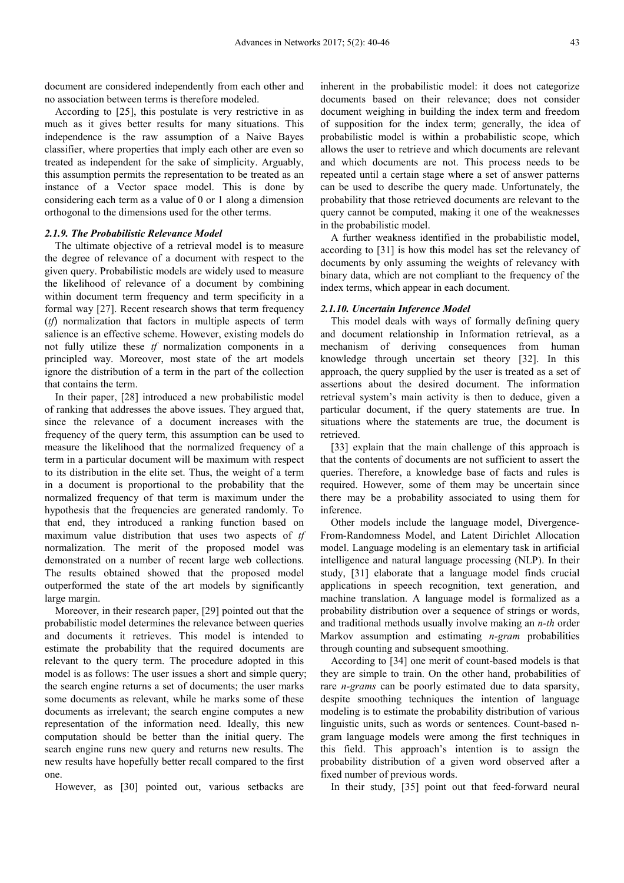document are considered independently from each other and no association between terms is therefore modeled.

According to [25], this postulate is very restrictive in as much as it gives better results for many situations. This independence is the raw assumption of a Naive Bayes classifier, where properties that imply each other are even so treated as independent for the sake of simplicity. Arguably, this assumption permits the representation to be treated as an instance of a Vector space model. This is done by considering each term as a value of 0 or 1 along a dimension orthogonal to the dimensions used for the other terms.

### *2.1.9. The Probabilistic Relevance Model*

The ultimate objective of a retrieval model is to measure the degree of relevance of a document with respect to the given query. Probabilistic models are widely used to measure the likelihood of relevance of a document by combining within document term frequency and term specificity in a formal way [27]. Recent research shows that term frequency (*tf*) normalization that factors in multiple aspects of term salience is an effective scheme. However, existing models do not fully utilize these *tf* normalization components in a principled way. Moreover, most state of the art models ignore the distribution of a term in the part of the collection that contains the term.

In their paper, [28] introduced a new probabilistic model of ranking that addresses the above issues. They argued that, since the relevance of a document increases with the frequency of the query term, this assumption can be used to measure the likelihood that the normalized frequency of a term in a particular document will be maximum with respect to its distribution in the elite set. Thus, the weight of a term in a document is proportional to the probability that the normalized frequency of that term is maximum under the hypothesis that the frequencies are generated randomly. To that end, they introduced a ranking function based on maximum value distribution that uses two aspects of *tf* normalization. The merit of the proposed model was demonstrated on a number of recent large web collections. The results obtained showed that the proposed model outperformed the state of the art models by significantly large margin.

Moreover, in their research paper, [29] pointed out that the probabilistic model determines the relevance between queries and documents it retrieves. This model is intended to estimate the probability that the required documents are relevant to the query term. The procedure adopted in this model is as follows: The user issues a short and simple query; the search engine returns a set of documents; the user marks some documents as relevant, while he marks some of these documents as irrelevant; the search engine computes a new representation of the information need. Ideally, this new computation should be better than the initial query. The search engine runs new query and returns new results. The new results have hopefully better recall compared to the first one.

However, as [30] pointed out, various setbacks are inherent in the probabilistic model: it does not categorize documents based on their relevance; does not consider document weighing in building the index term and freedom of supposition for the index term; generally, the idea of probabilistic model is within a probabilistic scope, which allows the user to retrieve and which documents are relevant and which documents are not. This process needs to be repeated until a certain stage where a set of answer patterns can be used to describe the query made. Unfortunately, the probability that those retrieved documents are relevant to the query cannot be computed, making it one of the weaknesses in the probabilistic model.

A further weakness identified in the probabilistic model, according to [31] is how this model has set the relevancy of documents by only assuming the weights of relevancy with binary data, which are not compliant to the frequency of the index terms, which appear in each document.

### *2.1.10. Uncertain Inference Model*

This model deals with ways of formally defining query and document relationship in Information retrieval, as a mechanism of deriving consequences from human knowledge through uncertain set theory [32]. In this approach, the query supplied by the user is treated as a set of assertions about the desired document. The information retrieval system's main activity is then to deduce, given a particular document, if the query statements are true. In situations where the statements are true, the document is retrieved.

[33] explain that the main challenge of this approach is that the contents of documents are not sufficient to assert the queries. Therefore, a knowledge base of facts and rules is required. However, some of them may be uncertain since there may be a probability associated to using them for inference.

Other models include the language model, Divergence-From-Randomness Model, and Latent Dirichlet Allocation model. Language modeling is an elementary task in artificial intelligence and natural language processing (NLP). In their study, [31] elaborate that a language model finds crucial applications in speech recognition, text generation, and machine translation. A language model is formalized as a probability distribution over a sequence of strings or words, and traditional methods usually involve making an *n-th* order Markov assumption and estimating *n-gram* probabilities through counting and subsequent smoothing.

According to [34] one merit of count-based models is that they are simple to train. On the other hand, probabilities of rare *n-grams* can be poorly estimated due to data sparsity, despite smoothing techniques the intention of language modeling is to estimate the probability distribution of various linguistic units, such as words or sentences. Count-based n-gram language models were among the first techniques in this field. This approach's intention is to assign the probability distribution of a given word observed after a fixed number of previous words.

In their study, [35] point out that feed-forward neural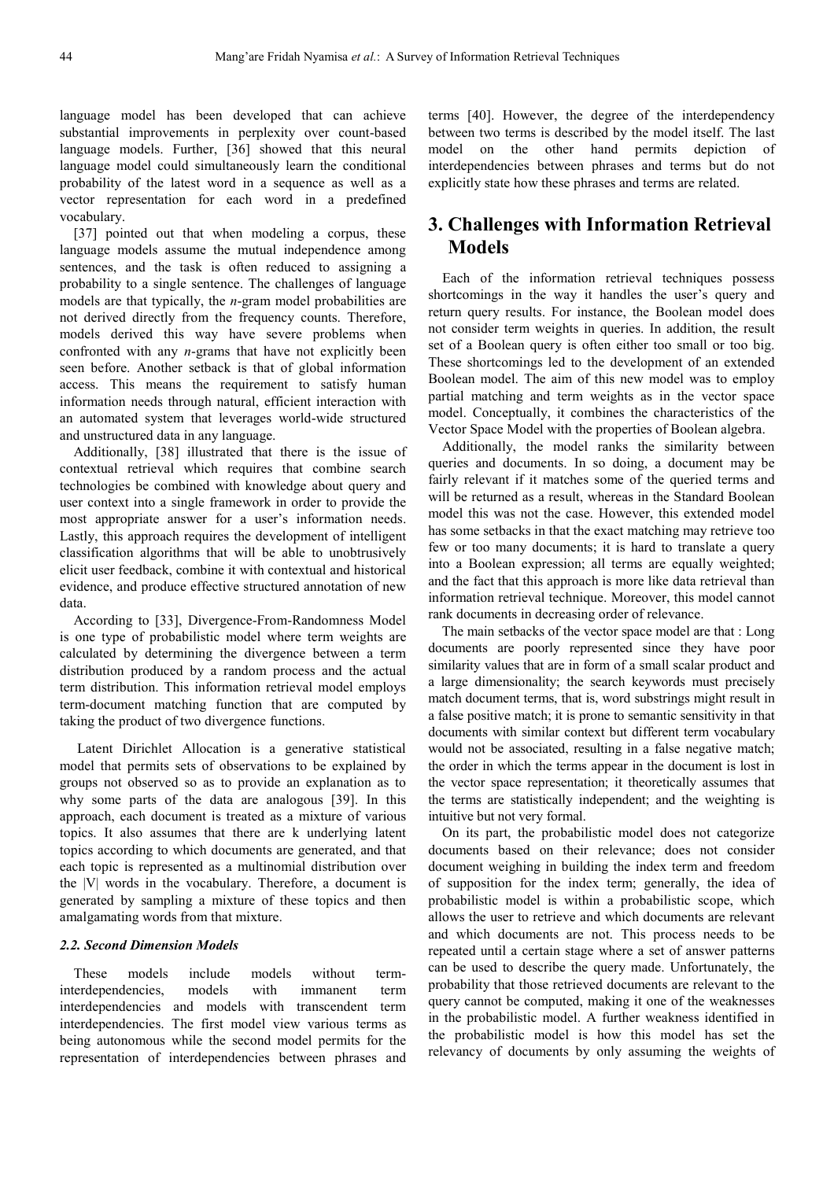language model has been developed that can achieve substantial improvements in perplexity over count-based language models. Further, [36] showed that this neural language model could simultaneously learn the conditional probability of the latest word in a sequence as well as a vector representation for each word in a predefined vocabulary.

[37] pointed out that when modeling a corpus, these language models assume the mutual independence among sentences, and the task is often reduced to assigning a probability to a single sentence. The challenges of language models are that typically, the *n*-gram model probabilities are not derived directly from the frequency counts. Therefore, models derived this way have severe problems when confronted with any *n*-grams that have not explicitly been seen before. Another setback is that of global information access. This means the requirement to satisfy human information needs through natural, efficient interaction with an automated system that leverages world-wide structured and unstructured data in any language.

Additionally, [38] illustrated that there is the issue of contextual retrieval which requires that combine search technologies be combined with knowledge about query and user context into a single framework in order to provide the most appropriate answer for a user's information needs. Lastly, this approach requires the development of intelligent classification algorithms that will be able to unobtrusively elicit user feedback, combine it with contextual and historical evidence, and produce effective structured annotation of new data.

According to [33], Divergence-From-Randomness Model is one type of probabilistic model where term weights are calculated by determining the divergence between a term distribution produced by a random process and the actual term distribution. This information retrieval model employs term-document matching function that are computed by taking the product of two divergence functions.

Latent Dirichlet Allocation is a generative statistical model that permits sets of observations to be explained by groups not observed so as to provide an explanation as to why some parts of the data are analogous [39]. In this approach, each document is treated as a mixture of various topics. It also assumes that there are k underlying latent topics according to which documents are generated, and that each topic is represented as a multinomial distribution over the |V| words in the vocabulary. Therefore, a document is generated by sampling a mixture of these topics and then amalgamating words from that mixture.

### *2.2. Second Dimension Models*

These models include models without term-interdependencies, models with immanent term interdependencies and models with transcendent term interdependencies. The first model view various terms as being autonomous while the second model permits for the representation of interdependencies between phrases and terms [40]. However, the degree of the interdependency between two terms is described by the model itself. The last model on the other hand permits depiction of interdependencies between phrases and terms but do not explicitly state how these phrases and terms are related.

## 3. Challenges with Information Retrieval Models

Each of the information retrieval techniques possess shortcomings in the way it handles the user's query and return query results. For instance, the Boolean model does not consider term weights in queries. In addition, the result set of a Boolean query is often either too small or too big. These shortcomings led to the development of an extended Boolean model. The aim of this new model was to employ partial matching and term weights as in the vector space model. Conceptually, it combines the characteristics of the Vector Space Model with the properties of Boolean algebra.

Additionally, the model ranks the similarity between queries and documents. In so doing, a document may be fairly relevant if it matches some of the queried terms and will be returned as a result, whereas in the Standard Boolean model this was not the case. However, this extended model has some setbacks in that the exact matching may retrieve too few or too many documents; it is hard to translate a query into a Boolean expression; all terms are equally weighted; and the fact that this approach is more like data retrieval than information retrieval technique. Moreover, this model cannot rank documents in decreasing order of relevance.

The main setbacks of the vector space model are that : Long documents are poorly represented since they have poor similarity values that are in form of a small scalar product and a large dimensionality; the search keywords must precisely match document terms, that is, word substrings might result in a false positive match; it is prone to semantic sensitivity in that documents with similar context but different term vocabulary would not be associated, resulting in a false negative match; the order in which the terms appear in the document is lost in the vector space representation; it theoretically assumes that the terms are statistically independent; and the weighting is intuitive but not very formal.

On its part, the probabilistic model does not categorize documents based on their relevance; does not consider document weighing in building the index term and freedom of supposition for the index term; generally, the idea of probabilistic model is within a probabilistic scope, which allows the user to retrieve and which documents are relevant and which documents are not. This process needs to be repeated until a certain stage where a set of answer patterns can be used to describe the query made. Unfortunately, the probability that those retrieved documents are relevant to the query cannot be computed, making it one of the weaknesses in the probabilistic model. A further weakness identified in the probabilistic model is how this model has set the relevancy of documents by only assuming the weights of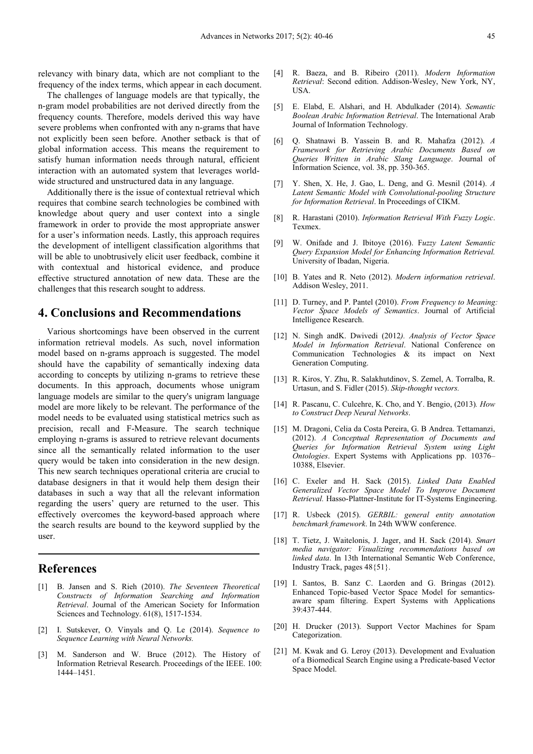relevancy with binary data, which are not compliant to the frequency of the index terms, which appear in each document.

The challenges of language models are that typically, the n-gram model probabilities are not derived directly from the frequency counts. Therefore, models derived this way have severe problems when confronted with any n-grams that have not explicitly been seen before. Another setback is that of global information access. This means the requirement to satisfy human information needs through natural, efficient interaction with an automated system that leverages world-wide structured and unstructured data in any language.

Additionally there is the issue of contextual retrieval which requires that combine search technologies be combined with knowledge about query and user context into a single framework in order to provide the most appropriate answer for a user's information needs. Lastly, this approach requires the development of intelligent classification algorithms that will be able to unobtrusively elicit user feedback, combine it with contextual and historical evidence, and produce effective structured annotation of new data. These are the challenges that this research sought to address.

## 4. Conclusions and Recommendations

Various shortcomings have been observed in the current information retrieval models. As such, novel information model based on n-grams approach is suggested. The model should have the capability of semantically indexing data according to concepts by utilizing n-grams to retrieve these documents. In this approach, documents whose unigram language models are similar to the query's unigram language model are more likely to be relevant. The performance of the model needs to be evaluated using statistical metrics such as precision, recall and F-Measure. The search technique employing n-grams is assured to retrieve relevant documents since all the semantically related information to the user query would be taken into consideration in the new design. This new search techniques operational criteria are crucial to database designers in that it would help them design their databases in such a way that all the relevant information regarding the users' query are returned to the user. This effectively overcomes the keyword-based approach where the search results are bound to the keyword supplied by the user.

## References

[1] B. Jansen and S. Rieh (2010). *The Seventeen Theoretical Constructs of Information Searching and Information Retrieval*. Journal of the American Society for Information Sciences and Technology. 61(8), 1517-1534.

[2] I. Sutskever, O. Vinyals and Q. Le (2014). *Sequence to Sequence Learning with Neural Networks.*

[3] M. Sanderson and W. Bruce (2012). The History of Information Retrieval Research. Proceedings of the IEEE. 100: 1444–1451.

[4] R. Baeza, and B. Ribeiro (2011). *Modern Information Retrieval*: Second edition. Addison-Wesley, New York, NY, USA.

[5] E. Elabd, E. Alshari, and H. Abdulkader (2014). *Semantic Boolean Arabic Information Retrieval*. The International Arab Journal of Information Technology.

[6] Q. Shatnawi B. Yassein B. and R. Mahafza (2012). *A Framework for Retrieving Arabic Documents Based on Queries Written in Arabic Slang Language*. Journal of Information Science, vol. 38, pp. 350-365.

[7] Y. Shen, X. He, J. Gao, L. Deng, and G. Mesnil (2014). *A Latent Semantic Model with Convolutional-pooling Structure for Information Retrieval*. In Proceedings of CIKM.

[8] R. Harastani (2010). *Information Retrieval With Fuzzy Logic*. Texmex.

[9] W. Onifade and J. Ibitoye (2016). F*uzzy Latent Semantic Query Expansion Model for Enhancing Information Retrieval.* University of Ibadan, Nigeria.

[10] B. Yates and R. Neto (2012). *Modern information retrieval*. Addison Wesley, 2011.

[11] D. Turney, and P. Pantel (2010). *From Frequency to Meaning: Vector Space Models of Semantics*. Journal of Artificial Intelligence Research.

[12] N. Singh andK. Dwivedi (2012*). Analysis of Vector Space Model in Information Retrieval*. National Conference on Communication Technologies & its impact on Next Generation Computing.

[13] R. Kiros, Y. Zhu, R. Salakhutdinov, S. Zemel, A. Torralba, R. Urtasun, and S. Fidler (2015). *Skip-thought vectors.*

[14] R. Pascanu, C. Culcehre, K. Cho, and Y. Bengio, (2013)*. How to Construct Deep Neural Networks*.

[15] M. Dragoni, Celia da Costa Pereira, G. B Andrea. Tettamanzi, (2012). *A Conceptual Representation of Documents and Queries for Information Retrieval System using Light Ontologies*. Expert Systems with Applications pp. 10376–10388, Elsevier.

[16] C. Exeler and H. Sack (2015). *Linked Data Enabled Generalized Vector Space Model To Improve Document Retrieval.* Hasso-Plattner-Institute for IT-Systems Engineering.

[17] R. Usbeck (2015). *GERBIL: general entity annotation benchmark framework*. In 24th WWW conference.

[18] T. Tietz, J. Waitelonis, J. Jager, and H. Sack (2014). *Smart media navigator: Visualizing recommendations based on linked data*. In 13th International Semantic Web Conference, Industry Track, pages 48{51}.

[19] I. Santos, B. Sanz C. Laorden and G. Bringas (2012). Enhanced Topic-based Vector Space Model for semantics-aware spam filtering. Expert Systems with Applications 39:437-444.

[20] H. Drucker (2013). Support Vector Machines for Spam Categorization.

[21] M. Kwak and G. Leroy (2013). Development and Evaluation of a Biomedical Search Engine using a Predicate-based Vector Space Model.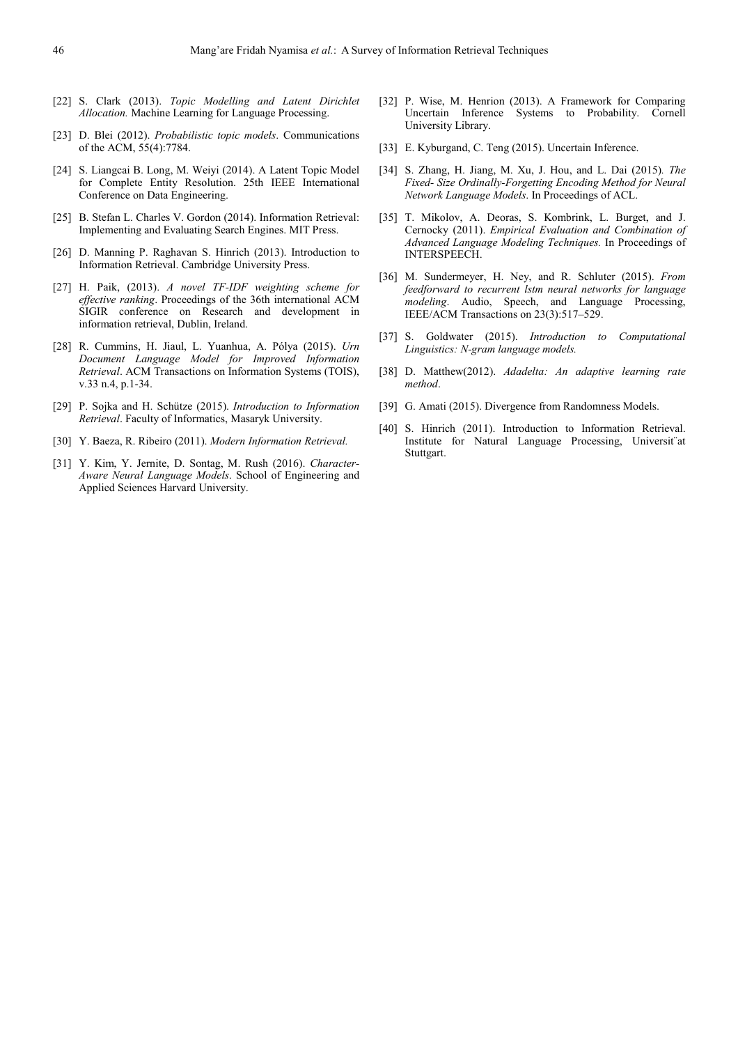[22] S. Clark (2013). *Topic Modelling and Latent Dirichlet Allocation.* Machine Learning for Language Processing.

[23] D. Blei (2012). *Probabilistic topic models*. Communications of the ACM, 55(4):7784.

[24] S. Liangcai B. Long, M. Weiyi (2014). A Latent Topic Model for Complete Entity Resolution. 25th IEEE International Conference on Data Engineering.

[25] B. Stefan L. Charles V. Gordon (2014). Information Retrieval: Implementing and Evaluating Search Engines. MIT Press.

[26] D. Manning P. Raghavan S. Hinrich (2013). Introduction to Information Retrieval. Cambridge University Press.

[27] H. Paik, (2013). *A novel TF-IDF weighting scheme for effective ranking*. Proceedings of the 36th international ACM SIGIR conference on Research and development in information retrieval, Dublin, Ireland.

[28] R. Cummins, H. Jiaul, L. Yuanhua, A. Pólya (2015). *Urn Document Language Model for Improved Information Retrieval*. ACM Transactions on Information Systems (TOIS), v.33 n.4, p.1-34.

[29] P. Sojka and H. Schütze (2015). *Introduction to Information Retrieval*. Faculty of Informatics, Masaryk University.

[30] Y. Baeza, R. Ribeiro (2011). *Modern Information Retrieval.*

[31] Y. Kim, Y. Jernite, D. Sontag, M. Rush (2016). *Character-Aware Neural Language Models*. School of Engineering and Applied Sciences Harvard University.

[32] P. Wise, M. Henrion (2013). A Framework for Comparing Uncertain Inference Systems to Probability. Cornell University Library.

[33] E. Kyburgand, C. Teng (2015). Uncertain Inference.

[34] S. Zhang, H. Jiang, M. Xu, J. Hou, and L. Dai (2015). *The Fixed- Size Ordinally-Forgetting Encoding Method for Neural Network Language Models*. In Proceedings of ACL.

[35] T. Mikolov, A. Deoras, S. Kombrink, L. Burget, and J. Cernocky (2011). *Empirical Evaluation and Combination of Advanced Language Modeling Techniques.* In Proceedings of INTERSPEECH.

[36] M. Sundermeyer, H. Ney, and R. Schluter (2015). *From feedforward to recurrent lstm neural networks for language modeling*. Audio, Speech, and Language Processing, IEEE/ACM Transactions on 23(3):517–529.

[37] S. Goldwater (2015). *Introduction to Computational Linguistics: N-gram language models.*

[38] D. Matthew(2012). *Adadelta: An adaptive learning rate method*.

[39] G. Amati (2015). Divergence from Randomness Models.

[40] S. Hinrich (2011). Introduction to Information Retrieval. Institute for Natural Language Processing, Universit¨at Stuttgart.